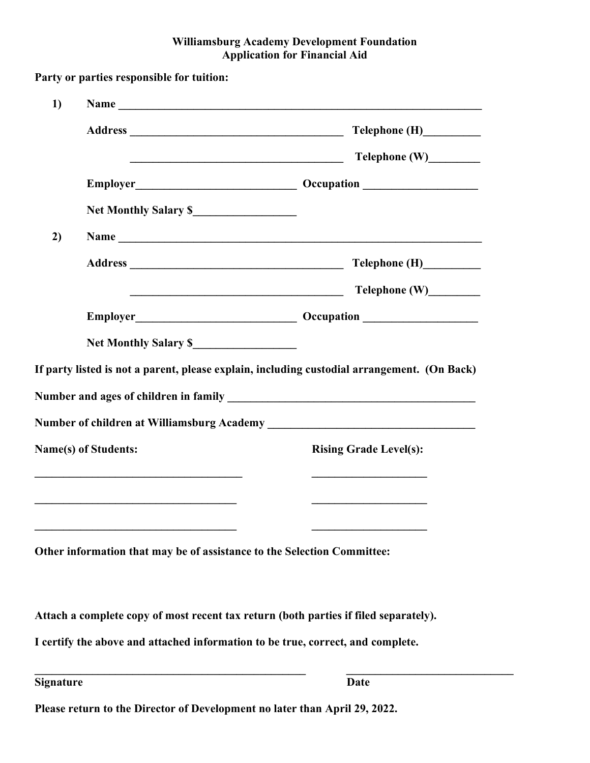**Williamsburg Academy Development Foundation**
**Application for Financial Aid**

**Party or parties responsible for tuition:**

**1)** **Name** ________________________________________________________________

**Address** ______________________________________ **Telephone (H)**__________

______________________________________ **Telephone (W)**_________

**Employer**____________________________ **Occupation** ____________________

**Net Monthly Salary $**__________________

**2)** **Name** ________________________________________________________________

**Address** ______________________________________ **Telephone (H)**__________

______________________________________ **Telephone (W)**_________

**Employer**____________________________ **Occupation** ____________________

**Net Monthly Salary $**__________________

**If party listed is not a parent, please explain, including custodial arrangement. (On Back)**

**Number and ages of children in family** ____________________________________________

**Number of children at Williamsburg Academy** ____________________________________

| **Name(s) of Students:** | **Rising Grade Level(s):** |
|---|---|
| ____________________________________ | ____________________ |
| ____________________________________ | ____________________ |
| ____________________________________ | ____________________ |

**Other information that may be of assistance to the Selection Committee:**

**Attach a complete copy of most recent tax return (both parties if filed separately).**

**I certify the above and attached information to be true, correct, and complete.**

________________________________________________ ______________________________
**Signature** **Date**

**Please return to the Director of Development no later than April 29, 2022.**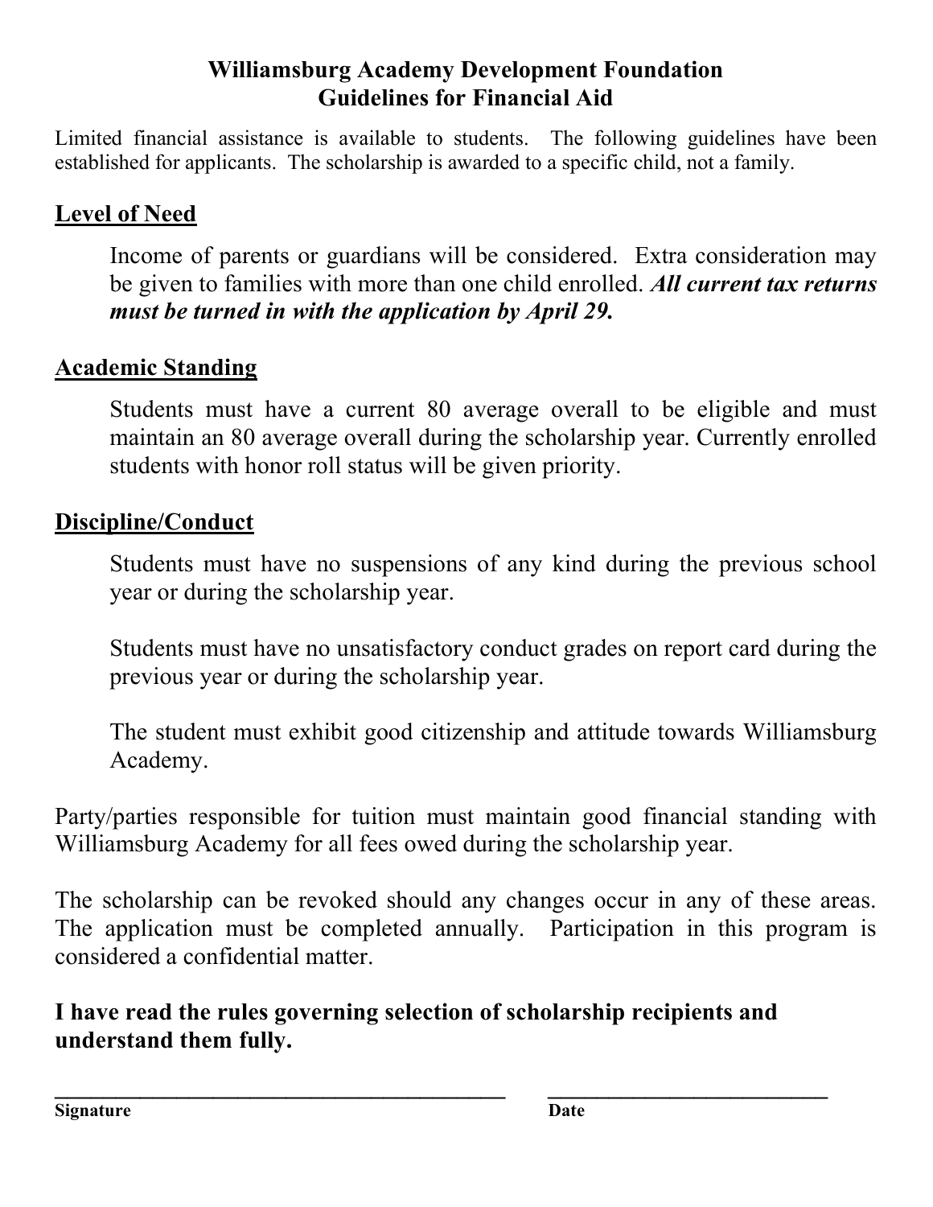# Williamsburg Academy Development Foundation
## Guidelines for Financial Aid

Limited financial assistance is available to students. The following guidelines have been established for applicants. The scholarship is awarded to a specific child, not a family.

### Level of Need

Income of parents or guardians will be considered. Extra consideration may be given to families with more than one child enrolled. ***All current tax returns must be turned in with the application by April 29.***

### Academic Standing

Students must have a current 80 average overall to be eligible and must maintain an 80 average overall during the scholarship year. Currently enrolled students with honor roll status will be given priority.

### Discipline/Conduct

Students must have no suspensions of any kind during the previous school year or during the scholarship year.

Students must have no unsatisfactory conduct grades on report card during the previous year or during the scholarship year.

The student must exhibit good citizenship and attitude towards Williamsburg Academy.

Party/parties responsible for tuition must maintain good financial standing with Williamsburg Academy for all fees owed during the scholarship year.

The scholarship can be revoked should any changes occur in any of these areas. The application must be completed annually. Participation in this program is considered a confidential matter.

**I have read the rules governing selection of scholarship recipients and understand them fully.**

_________________________________________ ___________________________

**Signature** **Date**